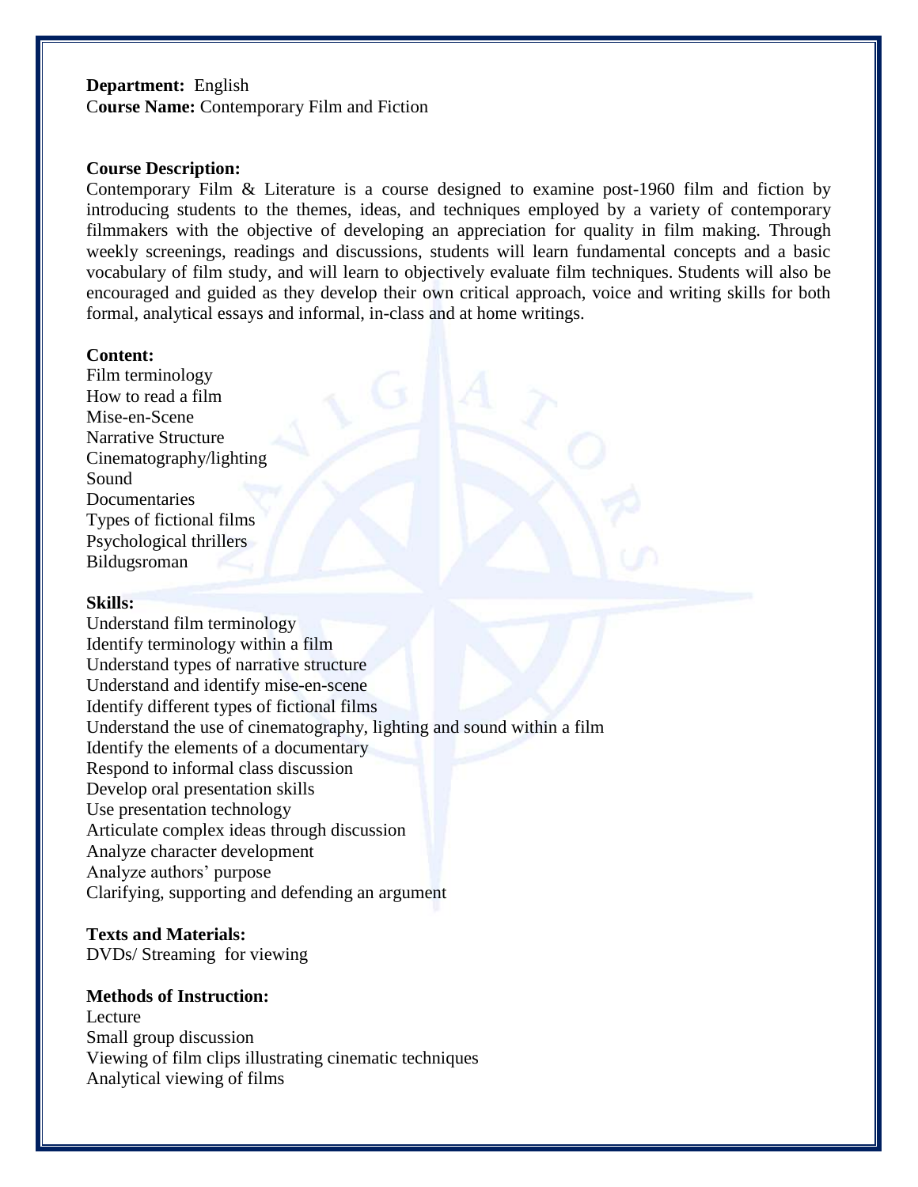**Department:** English
**Course Name:** Contemporary Film and Fiction

**Course Description:**
Contemporary Film & Literature is a course designed to examine post-1960 film and fiction by introducing students to the themes, ideas, and techniques employed by a variety of contemporary filmmakers with the objective of developing an appreciation for quality in film making. Through weekly screenings, readings and discussions, students will learn fundamental concepts and a basic vocabulary of film study, and will learn to objectively evaluate film techniques. Students will also be encouraged and guided as they develop their own critical approach, voice and writing skills for both formal, analytical essays and informal, in-class and at home writings.

**Content:**
Film terminology
How to read a film
Mise-en-Scene
Narrative Structure
Cinematography/lighting
Sound
Documentaries
Types of fictional films
Psychological thrillers
Bildugsroman

**Skills:**
Understand film terminology
Identify terminology within a film
Understand types of narrative structure
Understand and identify mise-en-scene
Identify different types of fictional films
Understand the use of cinematography, lighting and sound within a film
Identify the elements of a documentary
Respond to informal class discussion
Develop oral presentation skills
Use presentation technology
Articulate complex ideas through discussion
Analyze character development
Analyze authors' purpose
Clarifying, supporting and defending an argument

**Texts and Materials:**
DVDs/ Streaming for viewing

**Methods of Instruction:**
Lecture
Small group discussion
Viewing of film clips illustrating cinematic techniques
Analytical viewing of films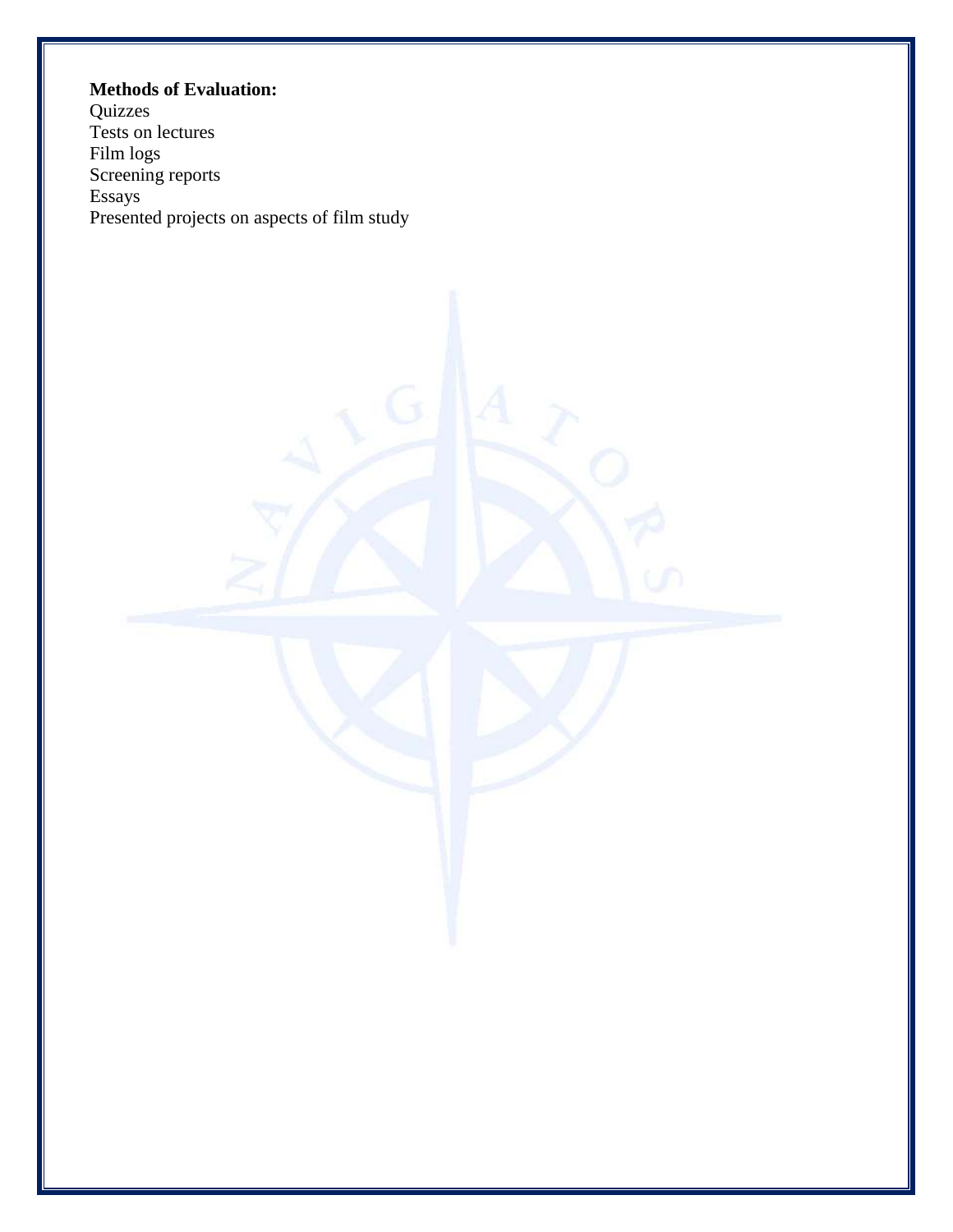**Methods of Evaluation:**

Quizzes
Tests on lectures
Film logs
Screening reports
Essays
Presented projects on aspects of film study